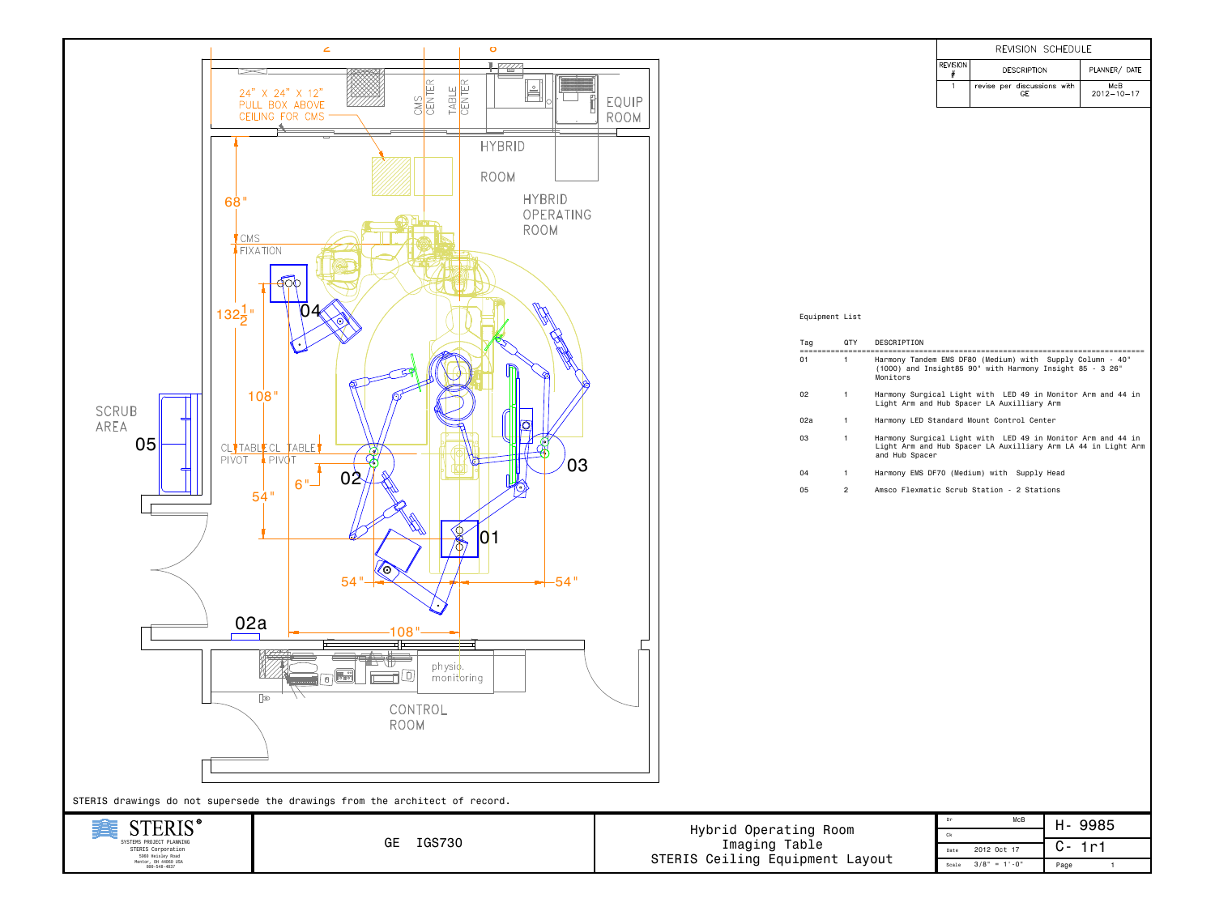## REVISION SCHEDULE

| REVISION # | DESCRIPTION | PLANNER/ DATE |
|---|---|---|
| 1 | revise per discussions with GE | McB 2012-10-17 |

24" X 24" X 12" PULL BOX ABOVE CEILING FOR CMS

CMS CENTER

TABLE CENTER

EQUIP ROOM

HYBRID ROOM

HYBRID OPERATING ROOM

68"

CMS FIXATION

$132\frac{1}{2}$"

04

108"

SCRUB AREA

05

CL TABLE PIVOT

CL TABLE PIVOT

6"

02

03

54"

01

54"

54"

02a

108"

physio. monitoring

CONTROL ROOM

Equipment List

| Tag | QTY | DESCRIPTION |
|---|---|---|
| 01 | 1 | Harmony Tandem EMS DF80 (Medium) with Supply Column - 40" (1000) and Insight85 90° with Harmony Insight 85 - 3 26" Monitors |
| 02 | 1 | Harmony Surgical Light with LED 49 in Monitor Arm and 44 in Light Arm and Hub Spacer LA Auxilliary Arm |
| 02a | 1 | Harmony LED Standard Mount Control Center |
| 03 | 1 | Harmony Surgical Light with LED 49 in Monitor Arm and 44 in Light Arm and Hub Spacer LA Auxilliary Arm LA 44 in Light Arm and Hub Spacer |
| 04 | 1 | Harmony EMS DF70 (Medium) with Supply Head |
| 05 | 2 | Amsco Flexmatic Scrub Station - 2 Stations |

STERIS drawings do not supersede the drawings from the architect of record.

STERIS®
SYSTEMS PROJECT PLANNING
STERIS Corporation
5960 Heisley Road
Mentor, OH 44060 USA
800-548-4873

GE IGS730

Hybrid Operating Room
Imaging Table
STERIS Ceiling Equipment Layout

| | |
|---|---|
| Dr | McB |
| Ck | |
| Date | 2012 Oct 17 |
| Scale | 3/8" = 1'-0" |

H- 9985

C- 1r1

Page 1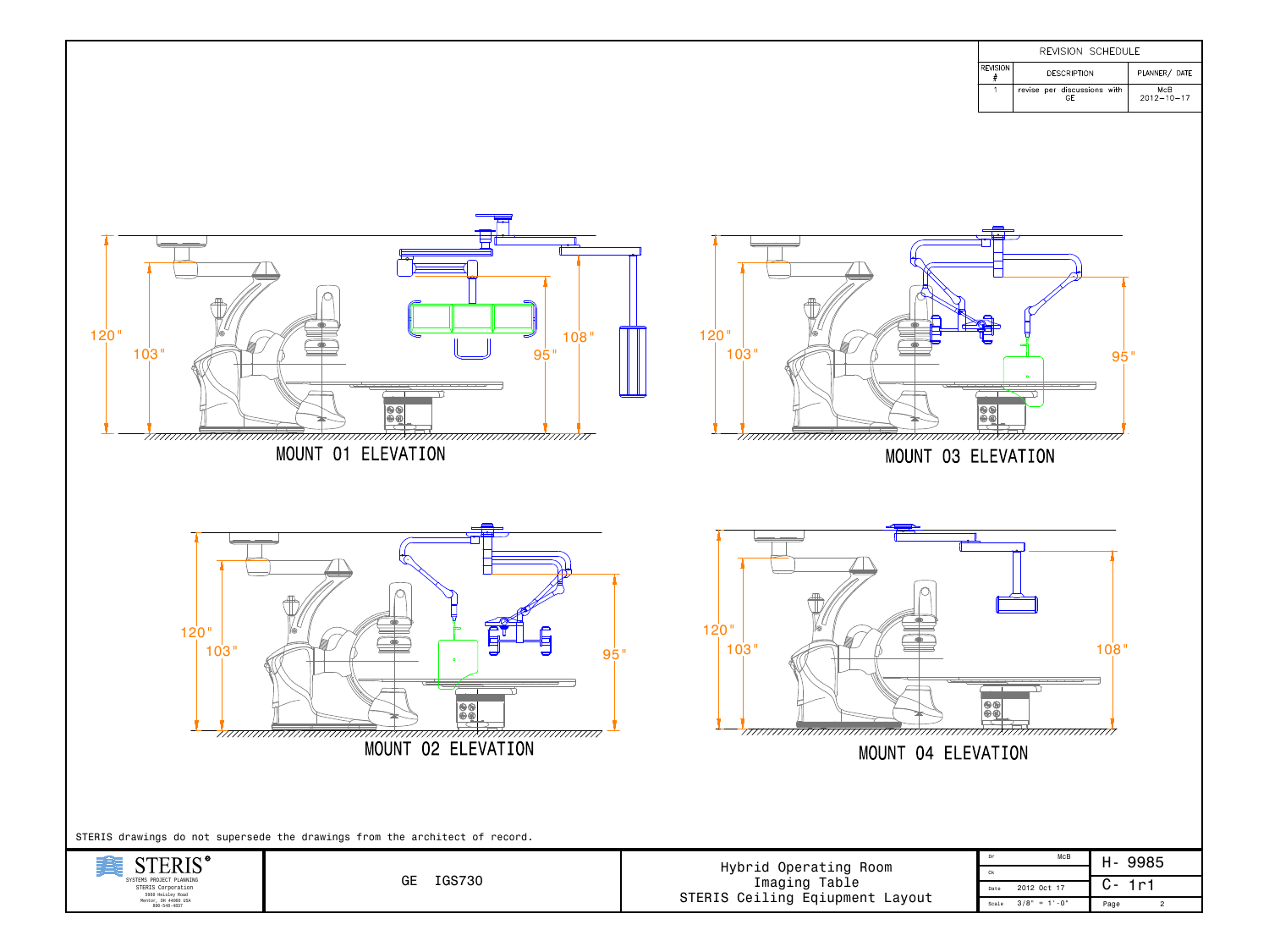| REVISION SCHEDULE | | |
|---|---|---|
| REVISION # | DESCRIPTION | PLANNER/ DATE |
| 1 | revise per discussions with GE | McB 2012-10-17 |

120"
103"
95"
108"

MOUNT 01 ELEVATION

120"
103"
95"

MOUNT 03 ELEVATION

120"
103"
95"

MOUNT 02 ELEVATION

120"
103"
108"

MOUNT 04 ELEVATION

STERIS drawings do not supersede the drawings from the architect of record.

| | | | | |
|---|---|---|---|---|
| STERIS® SYSTEMS PROJECT PLANNING STERIS Corporation 5960 Heisley Road Mentor, OH 44060 USA 800-548-4873 | GE IGS730 | Hybrid Operating Room Imaging Table STERIS Ceiling Eqiupment Layout | Dr McB / Ck / Date 2012 Oct 17 / Scale 3/8" = 1'-0" | H- 9985 / C- 1r1 / Page 2 |